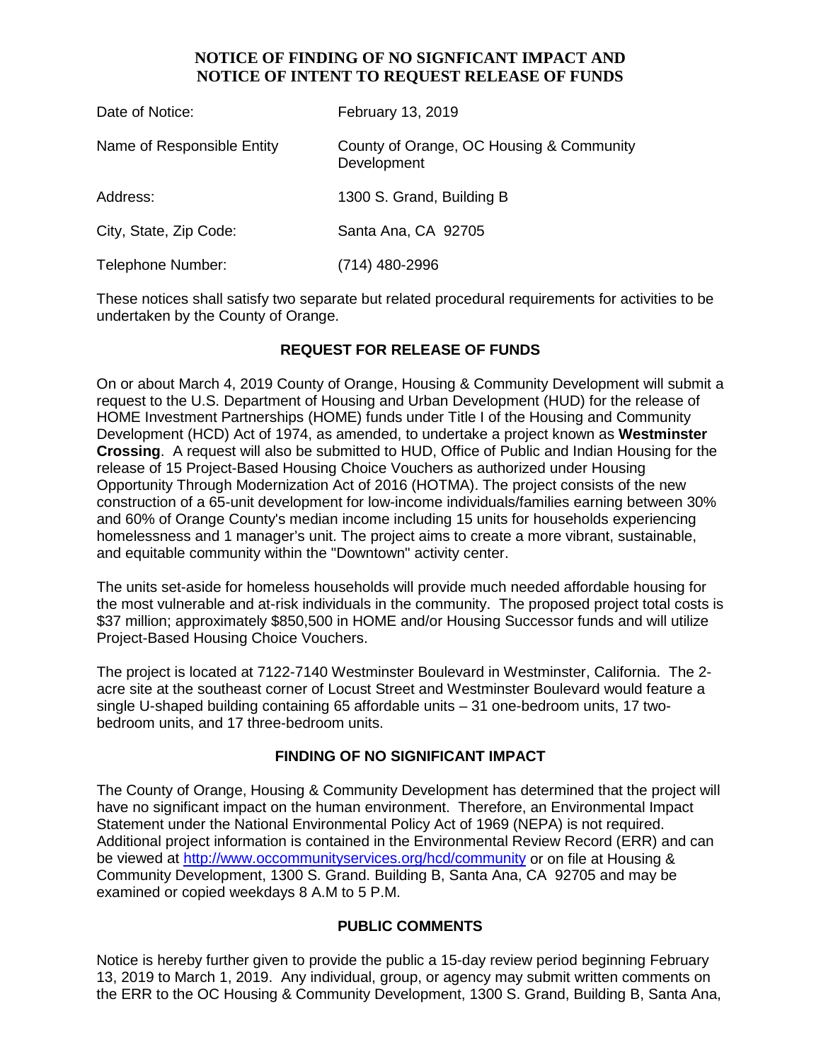# NOTICE OF FINDING OF NO SIGNFICANT IMPACT AND NOTICE OF INTENT TO REQUEST RELEASE OF FUNDS

| | |
|---|---|
| Date of Notice: | February 13, 2019 |
| Name of Responsible Entity | County of Orange, OC Housing & Community Development |
| Address: | 1300 S. Grand, Building B |
| City, State, Zip Code: | Santa Ana, CA 92705 |
| Telephone Number: | (714) 480-2996 |

These notices shall satisfy two separate but related procedural requirements for activities to be undertaken by the County of Orange.

## REQUEST FOR RELEASE OF FUNDS

On or about March 4, 2019 County of Orange, Housing & Community Development will submit a request to the U.S. Department of Housing and Urban Development (HUD) for the release of HOME Investment Partnerships (HOME) funds under Title I of the Housing and Community Development (HCD) Act of 1974, as amended, to undertake a project known as **Westminster Crossing**. A request will also be submitted to HUD, Office of Public and Indian Housing for the release of 15 Project-Based Housing Choice Vouchers as authorized under Housing Opportunity Through Modernization Act of 2016 (HOTMA). The project consists of the new construction of a 65-unit development for low-income individuals/families earning between 30% and 60% of Orange County's median income including 15 units for households experiencing homelessness and 1 manager's unit. The project aims to create a more vibrant, sustainable, and equitable community within the "Downtown" activity center.

The units set-aside for homeless households will provide much needed affordable housing for the most vulnerable and at-risk individuals in the community. The proposed project total costs is $37 million; approximately $850,500 in HOME and/or Housing Successor funds and will utilize Project-Based Housing Choice Vouchers.

The project is located at 7122-7140 Westminster Boulevard in Westminster, California. The 2-acre site at the southeast corner of Locust Street and Westminster Boulevard would feature a single U-shaped building containing 65 affordable units – 31 one-bedroom units, 17 two-bedroom units, and 17 three-bedroom units.

## FINDING OF NO SIGNIFICANT IMPACT

The County of Orange, Housing & Community Development has determined that the project will have no significant impact on the human environment. Therefore, an Environmental Impact Statement under the National Environmental Policy Act of 1969 (NEPA) is not required. Additional project information is contained in the Environmental Review Record (ERR) and can be viewed at http://www.occommunityservices.org/hcd/community or on file at Housing & Community Development, 1300 S. Grand. Building B, Santa Ana, CA 92705 and may be examined or copied weekdays 8 A.M to 5 P.M.

## PUBLIC COMMENTS

Notice is hereby further given to provide the public a 15-day review period beginning February 13, 2019 to March 1, 2019. Any individual, group, or agency may submit written comments on the ERR to the OC Housing & Community Development, 1300 S. Grand, Building B, Santa Ana,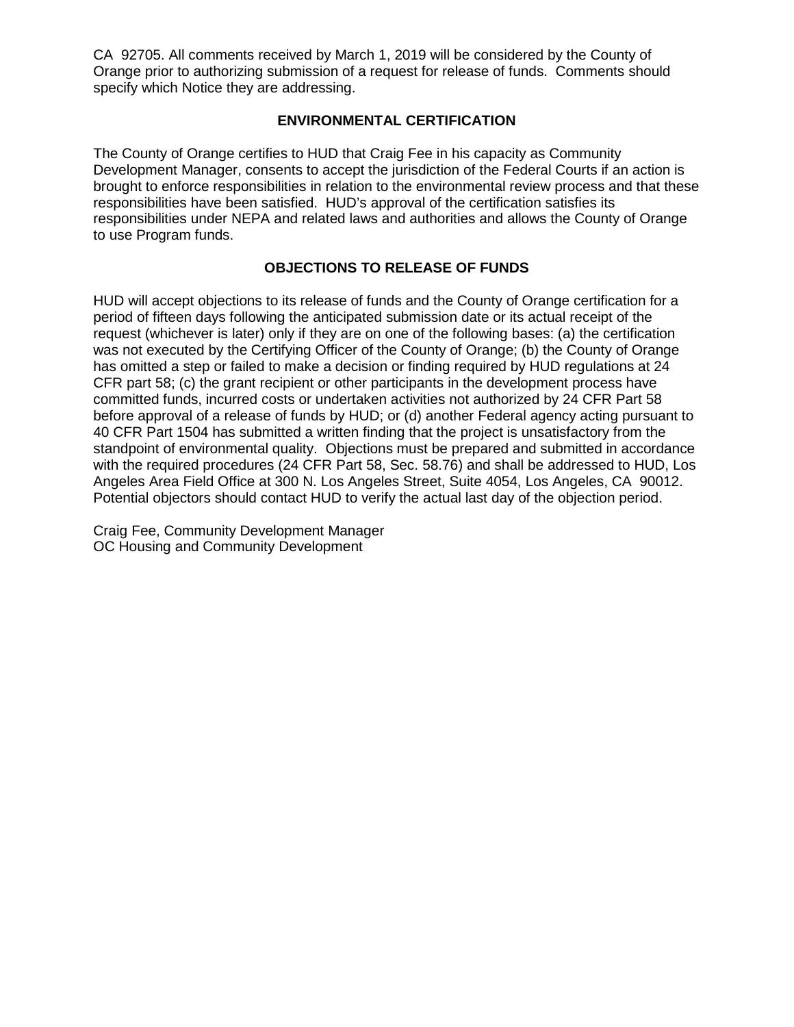CA 92705. All comments received by March 1, 2019 will be considered by the County of Orange prior to authorizing submission of a request for release of funds. Comments should specify which Notice they are addressing.

## ENVIRONMENTAL CERTIFICATION

The County of Orange certifies to HUD that Craig Fee in his capacity as Community Development Manager, consents to accept the jurisdiction of the Federal Courts if an action is brought to enforce responsibilities in relation to the environmental review process and that these responsibilities have been satisfied. HUD's approval of the certification satisfies its responsibilities under NEPA and related laws and authorities and allows the County of Orange to use Program funds.

## OBJECTIONS TO RELEASE OF FUNDS

HUD will accept objections to its release of funds and the County of Orange certification for a period of fifteen days following the anticipated submission date or its actual receipt of the request (whichever is later) only if they are on one of the following bases: (a) the certification was not executed by the Certifying Officer of the County of Orange; (b) the County of Orange has omitted a step or failed to make a decision or finding required by HUD regulations at 24 CFR part 58; (c) the grant recipient or other participants in the development process have committed funds, incurred costs or undertaken activities not authorized by 24 CFR Part 58 before approval of a release of funds by HUD; or (d) another Federal agency acting pursuant to 40 CFR Part 1504 has submitted a written finding that the project is unsatisfactory from the standpoint of environmental quality. Objections must be prepared and submitted in accordance with the required procedures (24 CFR Part 58, Sec. 58.76) and shall be addressed to HUD, Los Angeles Area Field Office at 300 N. Los Angeles Street, Suite 4054, Los Angeles, CA 90012. Potential objectors should contact HUD to verify the actual last day of the objection period.

Craig Fee, Community Development Manager
OC Housing and Community Development